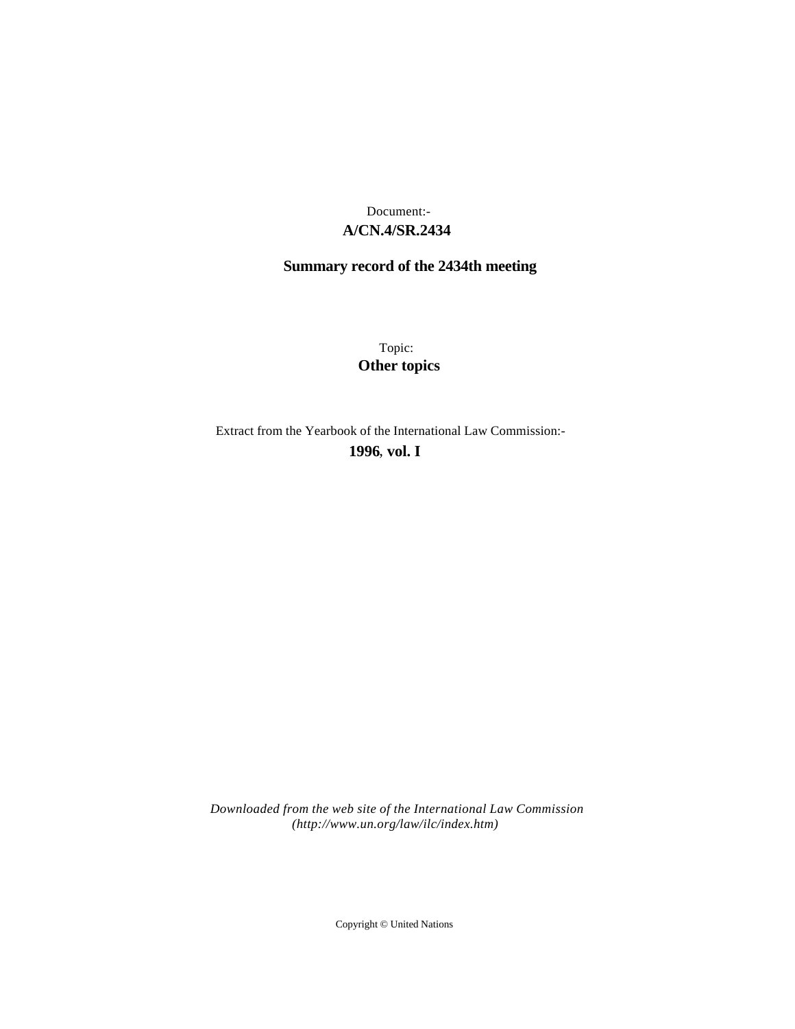Document:-

**A/CN.4/SR.2434**

**Summary record of the 2434th meeting**

Topic:

**Other topics**

Extract from the Yearbook of the International Law Commission:-

**1996, vol. I**

*Downloaded from the web site of the International Law Commission (http://www.un.org/law/ilc/index.htm)*

Copyright © United Nations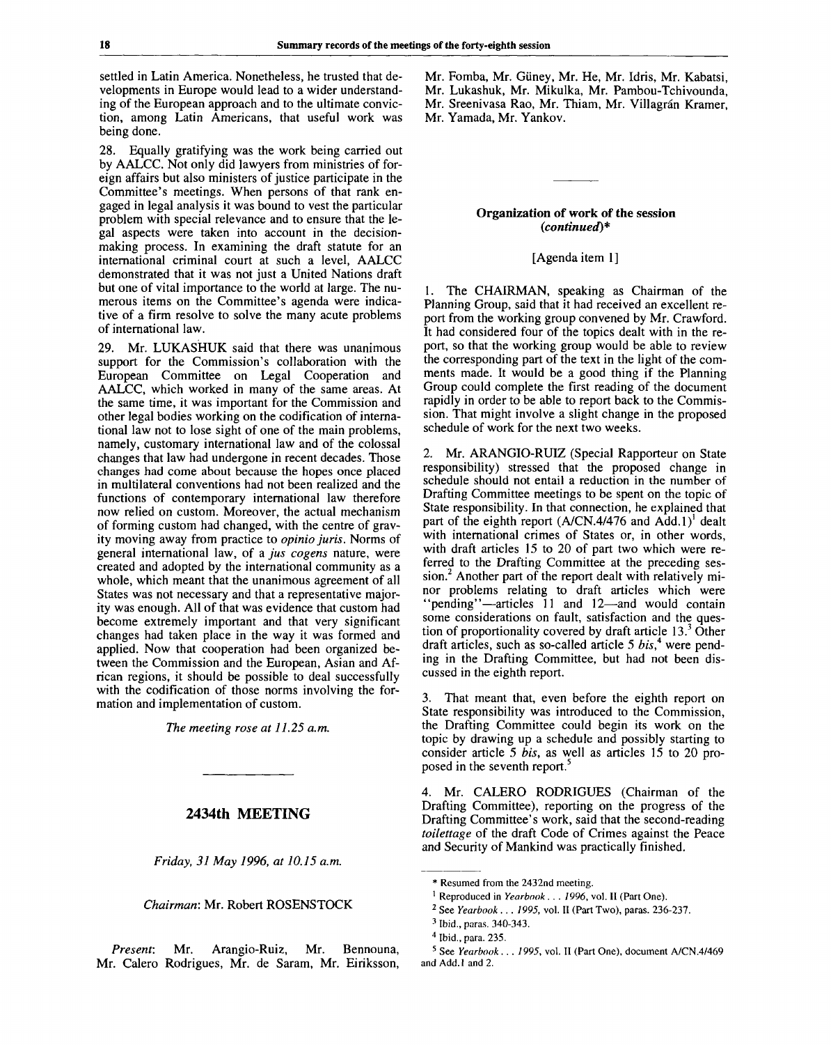settled in Latin America. Nonetheless, he trusted that developments in Europe would lead to a wider understanding of the European approach and to the ultimate conviction, among Latin Americans, that useful work was being done.

28. Equally gratifying was the work being carried out by AALCC. Not only did lawyers from ministries of foreign affairs but also ministers of justice participate in the Committee's meetings. When persons of that rank engaged in legal analysis it was bound to vest the particular problem with special relevance and to ensure that the legal aspects were taken into account in the decision-making process. In examining the draft statute for an international criminal court at such a level, AALCC demonstrated that it was not just a United Nations draft but one of vital importance to the world at large. The numerous items on the Committee's agenda were indicative of a firm resolve to solve the many acute problems of international law.

29. Mr. LUKASHUK said that there was unanimous support for the Commission's collaboration with the European Committee on Legal Cooperation and AALCC, which worked in many of the same areas. At the same time, it was important for the Commission and other legal bodies working on the codification of international law not to lose sight of one of the main problems, namely, customary international law and of the colossal changes that law had undergone in recent decades. Those changes had come about because the hopes once placed in multilateral conventions had not been realized and the functions of contemporary international law therefore now relied on custom. Moreover, the actual mechanism of forming custom had changed, with the centre of gravity moving away from practice to *opinio juris*. Norms of general international law, of a *jus cogens* nature, were created and adopted by the international community as a whole, which meant that the unanimous agreement of all States was not necessary and that a representative majority was enough. All of that was evidence that custom had become extremely important and that very significant changes had taken place in the way it was formed and applied. Now that cooperation had been organized between the Commission and the European, Asian and African regions, it should be possible to deal successfully with the codification of those norms involving the formation and implementation of custom.

*The meeting rose at 11.25 a.m.*

---

## 2434th MEETING

*Friday, 31 May 1996, at 10.15 a.m.*

*Chairman*: Mr. Robert ROSENSTOCK

*Present*: Mr. Arangio-Ruiz, Mr. Bennouna, Mr. Calero Rodrigues, Mr. de Saram, Mr. Eiriksson, Mr. Fomba, Mr. Güney, Mr. He, Mr. Idris, Mr. Kabatsi, Mr. Lukashuk, Mr. Mikulka, Mr. Pambou-Tchivounda, Mr. Sreenivasa Rao, Mr. Thiam, Mr. Villagrán Kramer, Mr. Yamada, Mr. Yankov.

---

### Organization of work of the session (*continued*)*

[Agenda item 1]

1. The CHAIRMAN, speaking as Chairman of the Planning Group, said that it had received an excellent report from the working group convened by Mr. Crawford. It had considered four of the topics dealt with in the report, so that the working group would be able to review the corresponding part of the text in the light of the comments made. It would be a good thing if the Planning Group could complete the first reading of the document rapidly in order to be able to report back to the Commission. That might involve a slight change in the proposed schedule of work for the next two weeks.

2. Mr. ARANGIO-RUIZ (Special Rapporteur on State responsibility) stressed that the proposed change in schedule should not entail a reduction in the number of Drafting Committee meetings to be spent on the topic of State responsibility. In that connection, he explained that part of the eighth report (A/CN.4/476 and Add.1)[1] dealt with international crimes of States or, in other words, with draft articles 15 to 20 of part two which were referred to the Drafting Committee at the preceding session.[2] Another part of the report dealt with relatively minor problems relating to draft articles which were "pending"—articles 11 and 12—and would contain some considerations on fault, satisfaction and the question of proportionality covered by draft article 13.[3] Other draft articles, such as so-called article 5 *bis*,[4] were pending in the Drafting Committee, but had not been discussed in the eighth report.

3. That meant that, even before the eighth report on State responsibility was introduced to the Commission, the Drafting Committee could begin its work on the topic by drawing up a schedule and possibly starting to consider article 5 *bis*, as well as articles 15 to 20 proposed in the seventh report.[5]

4. Mr. CALERO RODRIGUES (Chairman of the Drafting Committee), reporting on the progress of the Drafting Committee's work, said that the second-reading *toilettage* of the draft Code of Crimes against the Peace and Security of Mankind was practically finished.

---

\* Resumed from the 2432nd meeting.

[1] Reproduced in *Yearbook . . . 1996*, vol. II (Part One).

[2] See *Yearbook . . . 1995*, vol. II (Part Two), paras. 236-237.

[3] Ibid., paras. 340-343.

[4] Ibid., para. 235.

[5] See *Yearbook . . . 1995*, vol. II (Part One), document A/CN.4/469 and Add.1 and 2.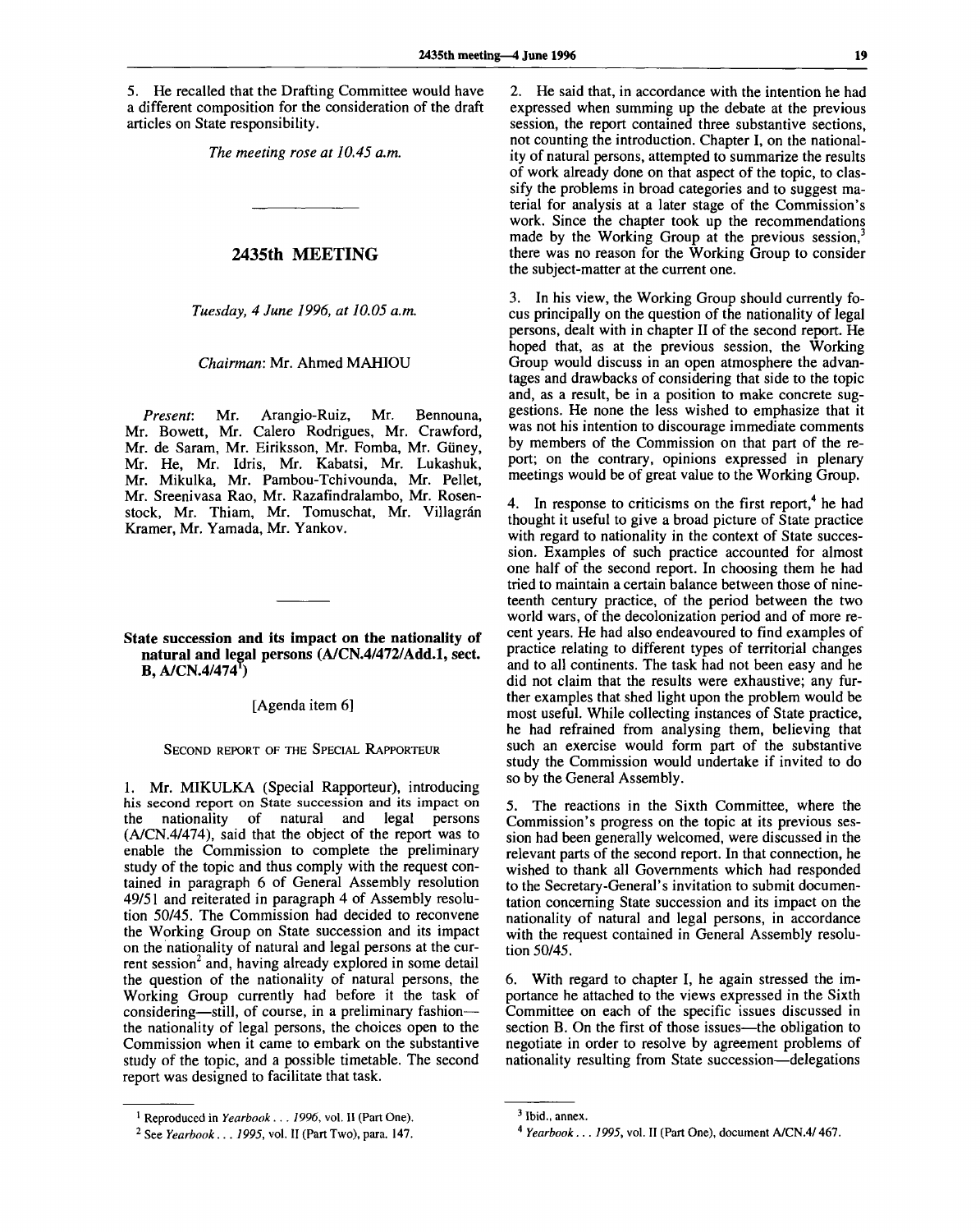5. He recalled that the Drafting Committee would have a different composition for the consideration of the draft articles on State responsibility.

*The meeting rose at 10.45 a.m.*

## 2435th MEETING

*Tuesday, 4 June 1996, at 10.05 a.m.*

*Chairman*: Mr. Ahmed MAHIOU

*Present*: Mr. Arangio-Ruiz, Mr. Bennouna, Mr. Bowett, Mr. Calero Rodrigues, Mr. Crawford, Mr. de Saram, Mr. Eiriksson, Mr. Fomba, Mr. Güney, Mr. He, Mr. Idris, Mr. Kabatsi, Mr. Lukashuk, Mr. Mikulka, Mr. Pambou-Tchivounda, Mr. Pellet, Mr. Sreenivasa Rao, Mr. Razafindralambo, Mr. Rosenstock, Mr. Thiam, Mr. Tomuschat, Mr. Villagrán Kramer, Mr. Yamada, Mr. Yankov.

### State succession and its impact on the nationality of natural and legal persons (A/CN.4/472/Add.1, sect. B, A/CN.4/474[1])

[Agenda item 6]

SECOND REPORT OF THE SPECIAL RAPPORTEUR

1. Mr. MIKULKA (Special Rapporteur), introducing his second report on State succession and its impact on the nationality of natural and legal persons (A/CN.4/474), said that the object of the report was to enable the Commission to complete the preliminary study of the topic and thus comply with the request contained in paragraph 6 of General Assembly resolution 49/51 and reiterated in paragraph 4 of Assembly resolution 50/45. The Commission had decided to reconvene the Working Group on State succession and its impact on the nationality of natural and legal persons at the current session[2] and, having already explored in some detail the question of the nationality of natural persons, the Working Group currently had before it the task of considering—still, of course, in a preliminary fashion—the nationality of legal persons, the choices open to the Commission when it came to embark on the substantive study of the topic, and a possible timetable. The second report was designed to facilitate that task.

2. He said that, in accordance with the intention he had expressed when summing up the debate at the previous session, the report contained three substantive sections, not counting the introduction. Chapter I, on the nationality of natural persons, attempted to summarize the results of work already done on that aspect of the topic, to classify the problems in broad categories and to suggest material for analysis at a later stage of the Commission's work. Since the chapter took up the recommendations made by the Working Group at the previous session,[3] there was no reason for the Working Group to consider the subject-matter at the current one.

3. In his view, the Working Group should currently focus principally on the question of the nationality of legal persons, dealt with in chapter II of the second report. He hoped that, as at the previous session, the Working Group would discuss in an open atmosphere the advantages and drawbacks of considering that side to the topic and, as a result, be in a position to make concrete suggestions. He none the less wished to emphasize that it was not his intention to discourage immediate comments by members of the Commission on that part of the report; on the contrary, opinions expressed in plenary meetings would be of great value to the Working Group.

4. In response to criticisms on the first report,[4] he had thought it useful to give a broad picture of State practice with regard to nationality in the context of State succession. Examples of such practice accounted for almost one half of the second report. In choosing them he had tried to maintain a certain balance between those of nineteenth century practice, of the period between the two world wars, of the decolonization period and of more recent years. He had also endeavoured to find examples of practice relating to different types of territorial changes and to all continents. The task had not been easy and he did not claim that the results were exhaustive; any further examples that shed light upon the problem would be most useful. While collecting instances of State practice, he had refrained from analysing them, believing that such an exercise would form part of the substantive study the Commission would undertake if invited to do so by the General Assembly.

5. The reactions in the Sixth Committee, where the Commission's progress on the topic at its previous session had been generally welcomed, were discussed in the relevant parts of the second report. In that connection, he wished to thank all Governments which had responded to the Secretary-General's invitation to submit documentation concerning State succession and its impact on the nationality of natural and legal persons, in accordance with the request contained in General Assembly resolution 50/45.

6. With regard to chapter I, he again stressed the importance he attached to the views expressed in the Sixth Committee on each of the specific issues discussed in section B. On the first of those issues—the obligation to negotiate in order to resolve by agreement problems of nationality resulting from State succession—delegations

---

[1] Reproduced in *Yearbook . . . 1996*, vol. II (Part One).

[2] See *Yearbook . . . 1995*, vol. II (Part Two), para. 147.

[3] Ibid., annex.

[4] *Yearbook . . . 1995*, vol. II (Part One), document A/CN.4/ 467.